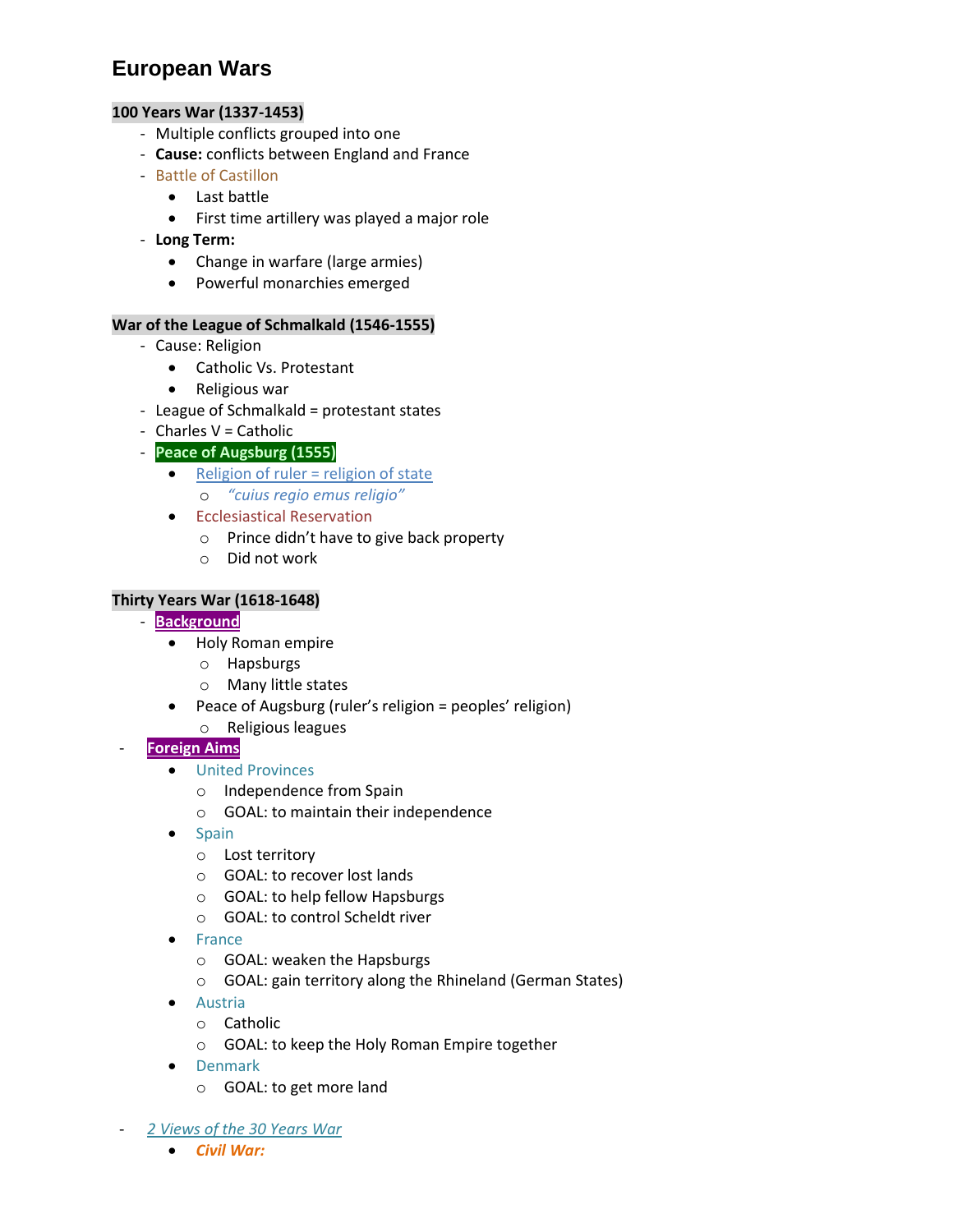# European Wars

**100 Years War (1337-1453)**

- Multiple conflicts grouped into one
- **Cause:** conflicts between England and France
- Battle of Castillon
    - Last battle
    - First time artillery was played a major role
- **Long Term:**
    - Change in warfare (large armies)
    - Powerful monarchies emerged

**War of the League of Schmalkald (1546-1555)**

- Cause: Religion
    - Catholic Vs. Protestant
    - Religious war
- League of Schmalkald = protestant states
- Charles V = Catholic
- **Peace of Augsburg (1555)**
    - Religion of ruler = religion of state
        - *"cuius regio emus religio"*
    - Ecclesiastical Reservation
        - Prince didn't have to give back property
        - Did not work

**Thirty Years War (1618-1648)**

- **Background**
    - Holy Roman empire
        - Hapsburgs
        - Many little states
    - Peace of Augsburg (ruler's religion = peoples' religion)
        - Religious leagues
- **Foreign Aims**
    - United Provinces
        - Independence from Spain
        - GOAL: to maintain their independence
    - Spain
        - Lost territory
        - GOAL: to recover lost lands
        - GOAL: to help fellow Hapsburgs
        - GOAL: to control Scheldt river
    - France
        - GOAL: weaken the Hapsburgs
        - GOAL: gain territory along the Rhineland (German States)
    - Austria
        - Catholic
        - GOAL: to keep the Holy Roman Empire together
    - Denmark
        - GOAL: to get more land
- *2 Views of the 30 Years War*
    - ***Civil War:***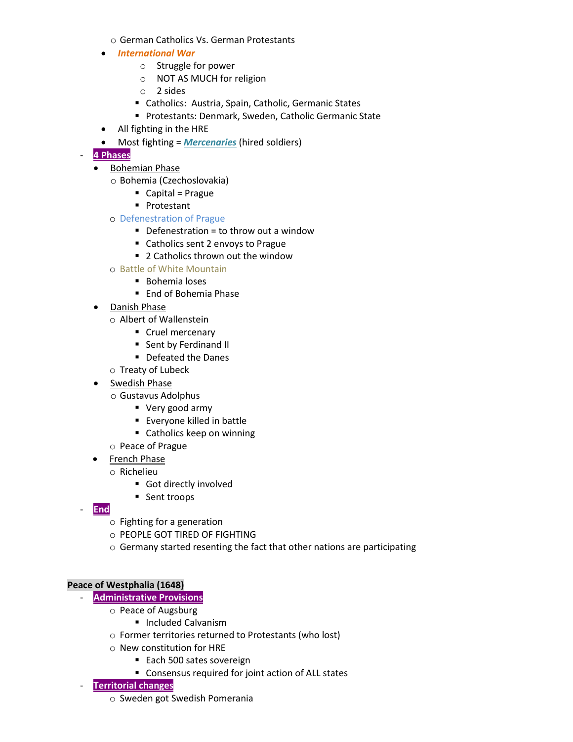- German Catholics Vs. German Protestants
- ***International War***
  - Struggle for power
  - NOT AS MUCH for religion
  - 2 sides
    - Catholics:  Austria, Spain, Catholic, Germanic States
    - Protestants: Denmark, Sweden, Catholic Germanic State
- All fighting in the HRE
- Most fighting = ***Mercenaries*** (hired soldiers)

- **4 Phases**
  - Bohemian Phase
    - Bohemia (Czechoslovakia)
      - Capital = Prague
      - Protestant
    - Defenestration of Prague
      - Defenestration = to throw out a window
      - Catholics sent 2 envoys to Prague
      - 2 Catholics thrown out the window
    - Battle of White Mountain
      - Bohemia loses
      - End of Bohemia Phase
  - Danish Phase
    - Albert of Wallenstein
      - Cruel mercenary
      - Sent by Ferdinand II
      - Defeated the Danes
    - Treaty of Lubeck
  - Swedish Phase
    - Gustavus Adolphus
      - Very good army
      - Everyone killed in battle
      - Catholics keep on winning
    - Peace of Prague
  - French Phase
    - Richelieu
      - Got directly involved
      - Sent troops
- **End**
  - Fighting for a generation
  - PEOPLE GOT TIRED OF FIGHTING
  - Germany started resenting the fact that other nations are participating

**Peace of Westphalia (1648)**

- **Administrative Provisions**
  - Peace of Augsburg
    - Included Calvanism
  - Former territories returned to Protestants (who lost)
  - New constitution for HRE
    - Each 500 sates sovereign
    - Consensus required for joint action of ALL states
- **Territorial changes**
  - Sweden got Swedish Pomerania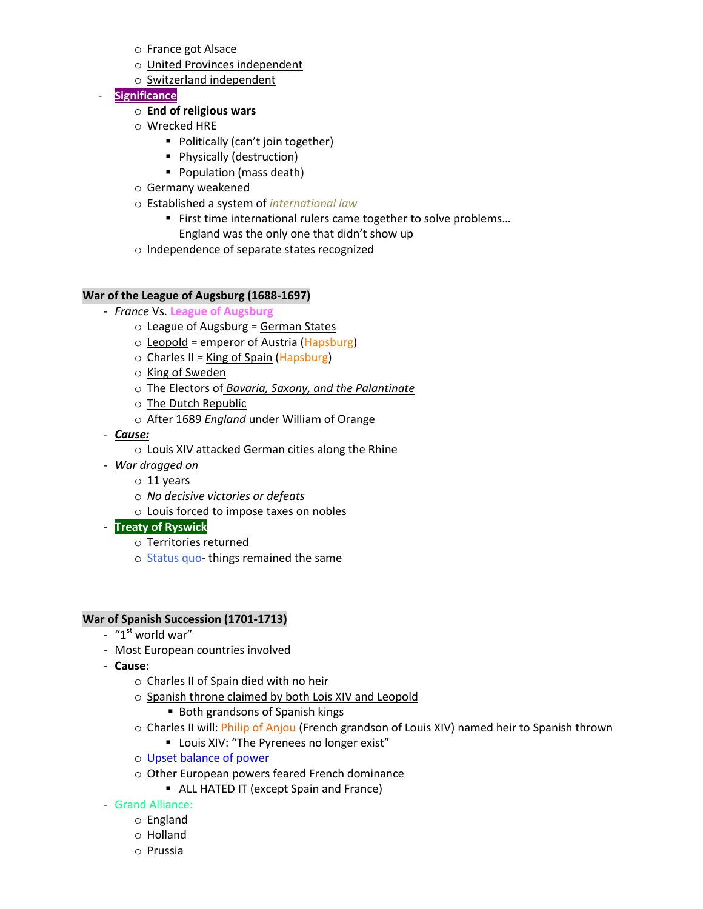- France got Alsace
  - United Provinces independent
  - Switzerland independent
- **Significance**
  - **End of religious wars**
  - Wrecked HRE
    - Politically (can't join together)
    - Physically (destruction)
    - Population (mass death)
  - Germany weakened
  - Established a system of *international law*
    - First time international rulers came together to solve problems… England was the only one that didn't show up
  - Independence of separate states recognized

**War of the League of Augsburg (1688-1697)**

- *France* Vs. League of Augsburg
  - League of Augsburg = German States
  - Leopold = emperor of Austria (Hapsburg)
  - Charles II = King of Spain (Hapsburg)
  - King of Sweden
  - The Electors of *Bavaria, Saxony, and the Palantinate*
  - The Dutch Republic
  - After 1689 *England* under William of Orange
- ***Cause:***
  - Louis XIV attacked German cities along the Rhine
- *War dragged on*
  - 11 years
  - *No decisive victories or defeats*
  - Louis forced to impose taxes on nobles
- **Treaty of Ryswick**
  - Territories returned
  - Status quo- things remained the same

**War of Spanish Succession (1701-1713)**

- "1st world war"
- Most European countries involved
- **Cause:**
  - Charles II of Spain died with no heir
  - Spanish throne claimed by both Lois XIV and Leopold
    - Both grandsons of Spanish kings
  - Charles II will: Philip of Anjou (French grandson of Louis XIV) named heir to Spanish thrown
    - Louis XIV: "The Pyrenees no longer exist"
  - Upset balance of power
  - Other European powers feared French dominance
    - ALL HATED IT (except Spain and France)
- Grand Alliance:
  - England
  - Holland
  - Prussia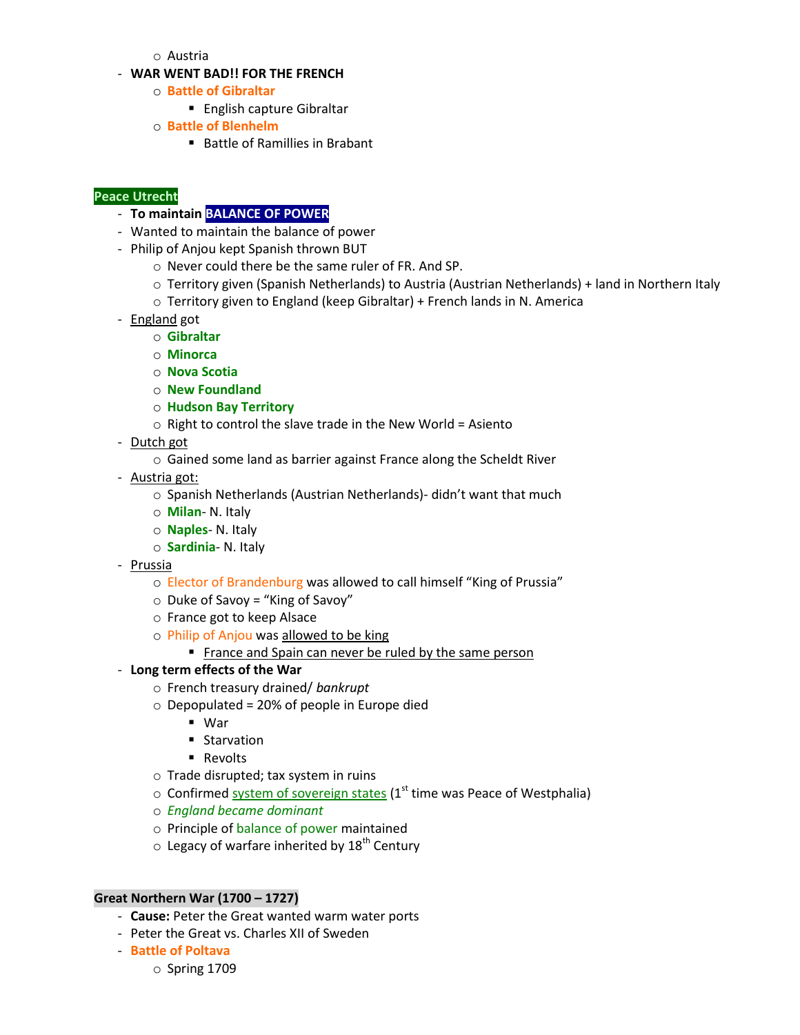- Austria
- **WAR WENT BAD!! FOR THE FRENCH**
    - **Battle of Gibraltar**
        - English capture Gibraltar
    - **Battle of Blenhelm**
        - Battle of Ramillies in Brabant

**Peace Utrecht**

- **To maintain BALANCE OF POWER**
- Wanted to maintain the balance of power
- Philip of Anjou kept Spanish thrown BUT
    - Never could there be the same ruler of FR. And SP.
    - Territory given (Spanish Netherlands) to Austria (Austrian Netherlands) + land in Northern Italy
    - Territory given to England (keep Gibraltar) + French lands in N. America
- England got
    - **Gibraltar**
    - **Minorca**
    - **Nova Scotia**
    - **New Foundland**
    - **Hudson Bay Territory**
    - Right to control the slave trade in the New World = Asiento
- Dutch got
    - Gained some land as barrier against France along the Scheldt River
- Austria got:
    - Spanish Netherlands (Austrian Netherlands)- didn't want that much
    - **Milan**- N. Italy
    - **Naples**- N. Italy
    - **Sardinia**- N. Italy
- Prussia
    - Elector of Brandenburg was allowed to call himself "King of Prussia"
    - Duke of Savoy = "King of Savoy"
    - France got to keep Alsace
    - Philip of Anjou was allowed to be king
        - France and Spain can never be ruled by the same person
- **Long term effects of the War**
    - French treasury drained/ *bankrupt*
    - Depopulated = 20% of people in Europe died
        - War
        - Starvation
        - Revolts
    - Trade disrupted; tax system in ruins
    - Confirmed system of sovereign states (1st time was Peace of Westphalia)
    - *England became dominant*
    - Principle of balance of power maintained
    - Legacy of warfare inherited by 18th Century

**Great Northern War (1700 – 1727)**

- **Cause:** Peter the Great wanted warm water ports
- Peter the Great vs. Charles XII of Sweden
- **Battle of Poltava**
    - Spring 1709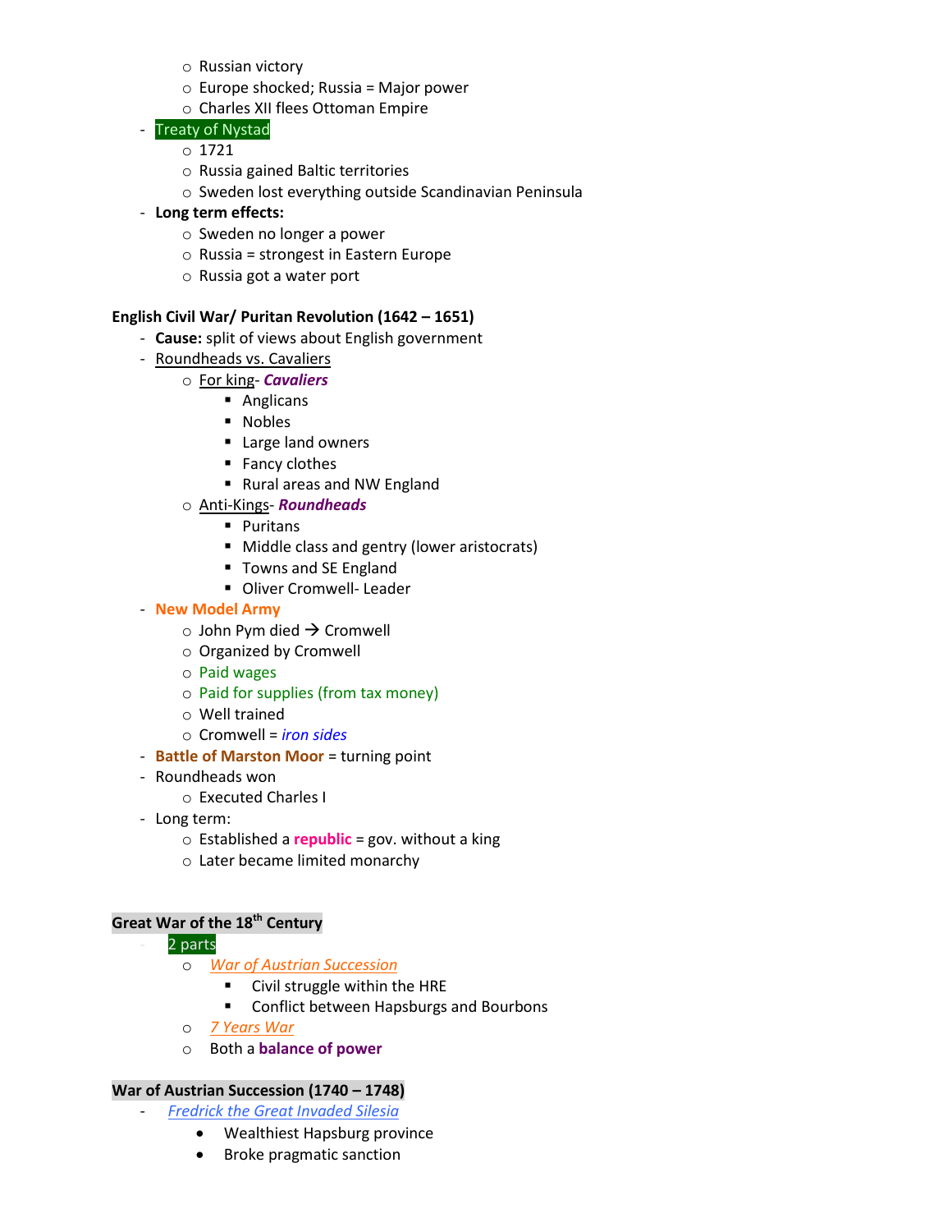- Russian victory
- Europe shocked; Russia = Major power
- Charles XII flees Ottoman Empire

- Treaty of Nystad
  - 1721
  - Russia gained Baltic territories
  - Sweden lost everything outside Scandinavian Peninsula
- **Long term effects:**
  - Sweden no longer a power
  - Russia = strongest in Eastern Europe
  - Russia got a water port

**English Civil War/ Puritan Revolution (1642 – 1651)**

- **Cause:** split of views about English government
- Roundheads vs. Cavaliers
  - For king- ***Cavaliers***
    - Anglicans
    - Nobles
    - Large land owners
    - Fancy clothes
    - Rural areas and NW England
  - Anti-Kings- ***Roundheads***
    - Puritans
    - Middle class and gentry (lower aristocrats)
    - Towns and SE England
    - Oliver Cromwell- Leader
- **New Model Army**
  - John Pym died → Cromwell
  - Organized by Cromwell
  - Paid wages
  - Paid for supplies (from tax money)
  - Well trained
  - Cromwell = *iron sides*
- **Battle of Marston Moor** = turning point
- Roundheads won
  - Executed Charles I
- Long term:
  - Established a **republic** = gov. without a king
  - Later became limited monarchy

**Great War of the 18th Century**

- 2 parts
  - *War of Austrian Succession*
    - Civil struggle within the HRE
    - Conflict between Hapsburgs and Bourbons
  - *7 Years War*
  - Both a **balance of power**

**War of Austrian Succession (1740 – 1748)**

- *Fredrick the Great Invaded Silesia*
  - Wealthiest Hapsburg province
  - Broke pragmatic sanction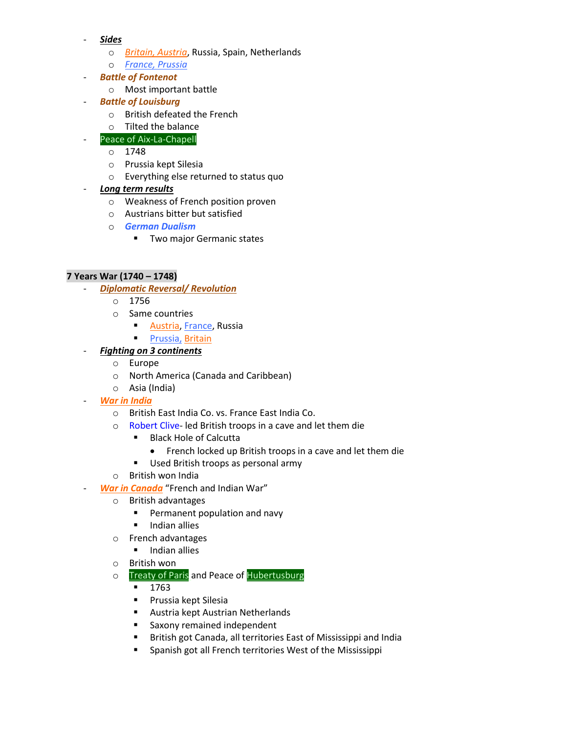- ***Sides***
    - Britain, Austria, Russia, Spain, Netherlands
    - France, Prussia
- ***Battle of Fontenot***
    - Most important battle
- ***Battle of Louisburg***
    - British defeated the French
    - Tilted the balance
- Peace of Aix-La-Chapell
    - 1748
    - Prussia kept Silesia
    - Everything else returned to status quo
- ***Long term results***
    - Weakness of French position proven
    - Austrians bitter but satisfied
    - ***German Dualism***
        - Two major Germanic states

**7 Years War (1740 – 1748)**

- ***Diplomatic Reversal/ Revolution***
    - 1756
    - Same countries
        - Austria, France, Russia
        - Prussia, Britain
- ***Fighting on 3 continents***
    - Europe
    - North America (Canada and Caribbean)
    - Asia (India)
- ***War in India***
    - British East India Co. vs. France East India Co.
    - Robert Clive- led British troops in a cave and let them die
        - Black Hole of Calcutta
            - French locked up British troops in a cave and let them die
        - Used British troops as personal army
    - British won India
- ***War in Canada*** "French and Indian War"
    - British advantages
        - Permanent population and navy
        - Indian allies
    - French advantages
        - Indian allies
    - British won
    - Treaty of Paris and Peace of Hubertusburg
        - 1763
        - Prussia kept Silesia
        - Austria kept Austrian Netherlands
        - Saxony remained independent
        - British got Canada, all territories East of Mississippi and India
        - Spanish got all French territories West of the Mississippi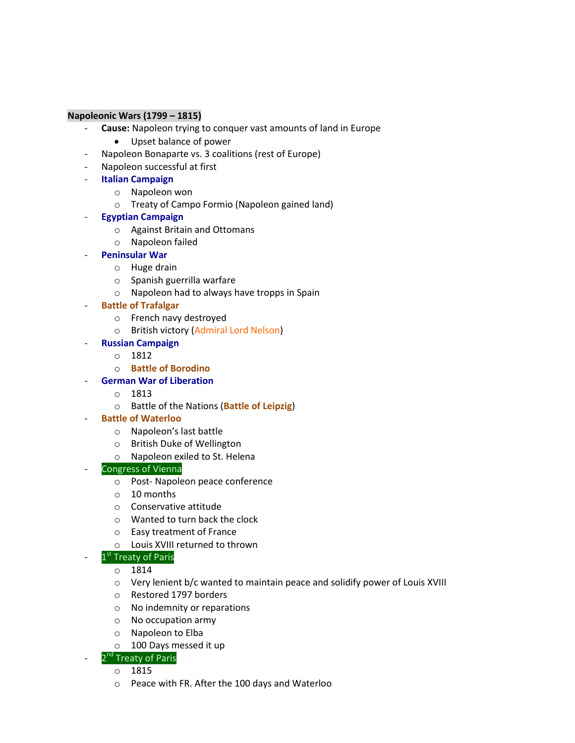**Napoleonic Wars (1799 – 1815)**

- **Cause:** Napoleon trying to conquer vast amounts of land in Europe
    - Upset balance of power
- Napoleon Bonaparte vs. 3 coalitions (rest of Europe)
- Napoleon successful at first
- **Italian Campaign**
    - Napoleon won
    - Treaty of Campo Formio (Napoleon gained land)
- **Egyptian Campaign**
    - Against Britain and Ottomans
    - Napoleon failed
- **Peninsular War**
    - Huge drain
    - Spanish guerrilla warfare
    - Napoleon had to always have tropps in Spain
- **Battle of Trafalgar**
    - French navy destroyed
    - British victory (Admiral Lord Nelson)
- **Russian Campaign**
    - 1812
    - **Battle of Borodino**
- **German War of Liberation**
    - 1813
    - Battle of the Nations (**Battle of Leipzig**)
- **Battle of Waterloo**
    - Napoleon's last battle
    - British Duke of Wellington
    - Napoleon exiled to St. Helena
- Congress of Vienna
    - Post- Napoleon peace conference
    - 10 months
    - Conservative attitude
    - Wanted to turn back the clock
    - Easy treatment of France
    - Louis XVIII returned to thrown
- 1st Treaty of Paris
    - 1814
    - Very lenient b/c wanted to maintain peace and solidify power of Louis XVIII
    - Restored 1797 borders
    - No indemnity or reparations
    - No occupation army
    - Napoleon to Elba
    - 100 Days messed it up
- 2nd Treaty of Paris
    - 1815
    - Peace with FR. After the 100 days and Waterloo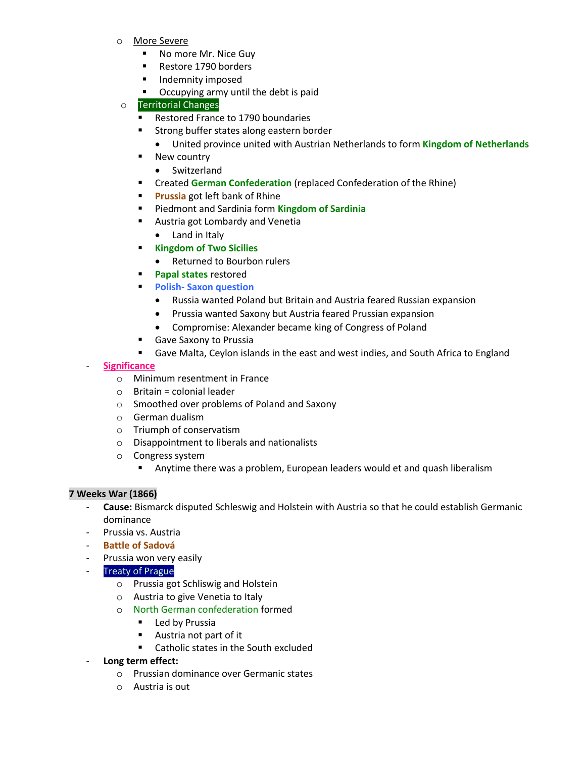- More Severe
  - No more Mr. Nice Guy
  - Restore 1790 borders
  - Indemnity imposed
  - Occupying army until the debt is paid
- Territorial Changes
  - Restored France to 1790 boundaries
  - Strong buffer states along eastern border
    - United province united with Austrian Netherlands to form **Kingdom of Netherlands**
  - New country
    - Switzerland
  - Created **German Confederation** (replaced Confederation of the Rhine)
  - **Prussia** got left bank of Rhine
  - Piedmont and Sardinia form **Kingdom of Sardinia**
  - Austria got Lombardy and Venetia
    - Land in Italy
  - **Kingdom of Two Sicilies**
    - Returned to Bourbon rulers
  - **Papal states** restored
  - **Polish- Saxon question**
    - Russia wanted Poland but Britain and Austria feared Russian expansion
    - Prussia wanted Saxony but Austria feared Prussian expansion
    - Compromise: Alexander became king of Congress of Poland
  - Gave Saxony to Prussia
  - Gave Malta, Ceylon islands in the east and west indies, and South Africa to England

- **Significance**
  - Minimum resentment in France
  - Britain = colonial leader
  - Smoothed over problems of Poland and Saxony
  - German dualism
  - Triumph of conservatism
  - Disappointment to liberals and nationalists
  - Congress system
    - Anytime there was a problem, European leaders would et and quash liberalism

**7 Weeks War (1866)**

- **Cause:** Bismarck disputed Schleswig and Holstein with Austria so that he could establish Germanic dominance
- Prussia vs. Austria
- **Battle of Sadová**
- Prussia won very easily
- Treaty of Prague
  - Prussia got Schliswig and Holstein
  - Austria to give Venetia to Italy
  - North German confederation formed
    - Led by Prussia
    - Austria not part of it
    - Catholic states in the South excluded
- **Long term effect:**
  - Prussian dominance over Germanic states
  - Austria is out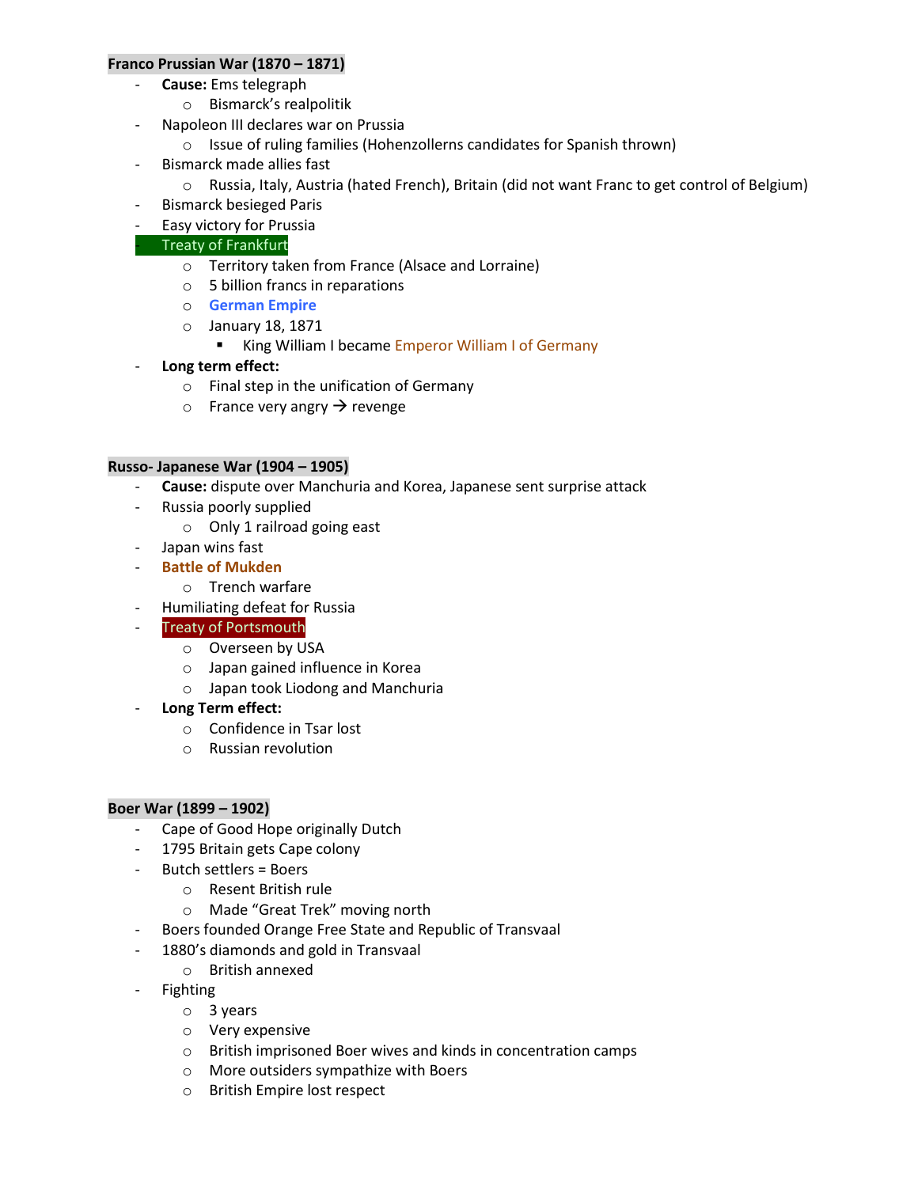**Franco Prussian War (1870 – 1871)**

- **Cause:** Ems telegraph
  - Bismarck's realpolitik
- Napoleon III declares war on Prussia
  - Issue of ruling families (Hohenzollerns candidates for Spanish thrown)
- Bismarck made allies fast
  - Russia, Italy, Austria (hated French), Britain (did not want Franc to get control of Belgium)
- Bismarck besieged Paris
- Easy victory for Prussia
- Treaty of Frankfurt
  - Territory taken from France (Alsace and Lorraine)
  - 5 billion francs in reparations
  - **German Empire**
  - January 18, 1871
    - King William I became Emperor William I of Germany
- **Long term effect:**
  - Final step in the unification of Germany
  - France very angry → revenge

**Russo- Japanese War (1904 – 1905)**

- **Cause:** dispute over Manchuria and Korea, Japanese sent surprise attack
- Russia poorly supplied
  - Only 1 railroad going east
- Japan wins fast
- **Battle of Mukden**
  - Trench warfare
- Humiliating defeat for Russia
- Treaty of Portsmouth
  - Overseen by USA
  - Japan gained influence in Korea
  - Japan took Liodong and Manchuria
- **Long Term effect:**
  - Confidence in Tsar lost
  - Russian revolution

**Boer War (1899 – 1902)**

- Cape of Good Hope originally Dutch
- 1795 Britain gets Cape colony
- Butch settlers = Boers
  - Resent British rule
  - Made "Great Trek" moving north
- Boers founded Orange Free State and Republic of Transvaal
- 1880's diamonds and gold in Transvaal
  - British annexed
- Fighting
  - 3 years
  - Very expensive
  - British imprisoned Boer wives and kinds in concentration camps
  - More outsiders sympathize with Boers
  - British Empire lost respect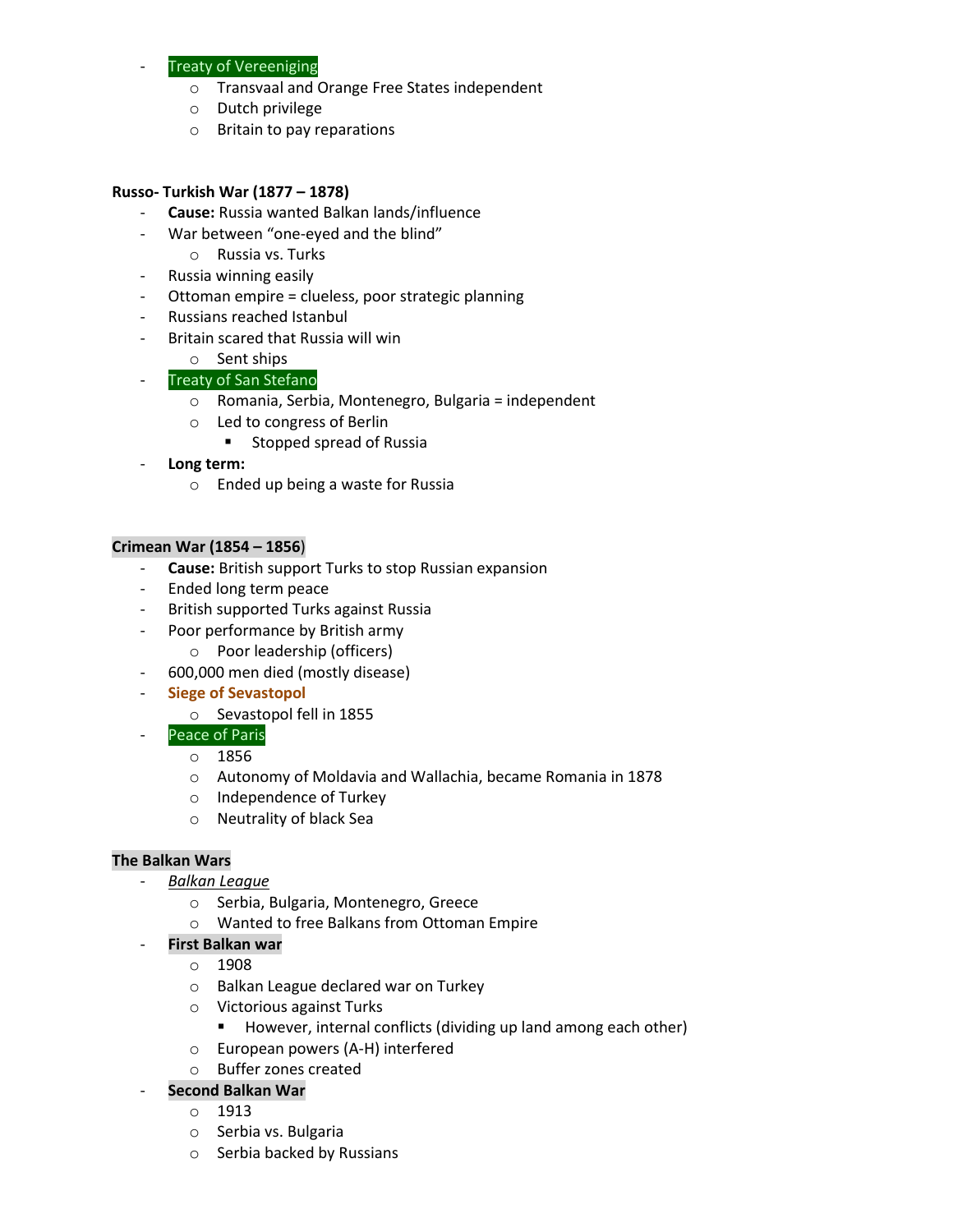- Treaty of Vereeniging
  - Transvaal and Orange Free States independent
  - Dutch privilege
  - Britain to pay reparations

**Russo- Turkish War (1877 – 1878)**

- **Cause:** Russia wanted Balkan lands/influence
- War between "one-eyed and the blind"
  - Russia vs. Turks
- Russia winning easily
- Ottoman empire = clueless, poor strategic planning
- Russians reached Istanbul
- Britain scared that Russia will win
  - Sent ships
- Treaty of San Stefano
  - Romania, Serbia, Montenegro, Bulgaria = independent
  - Led to congress of Berlin
    - Stopped spread of Russia
- **Long term:**
  - Ended up being a waste for Russia

**Crimean War (1854 – 1856)**

- **Cause:** British support Turks to stop Russian expansion
- Ended long term peace
- British supported Turks against Russia
- Poor performance by British army
  - Poor leadership (officers)
- 600,000 men died (mostly disease)
- **Siege of Sevastopol**
  - Sevastopol fell in 1855
- Peace of Paris
  - 1856
  - Autonomy of Moldavia and Wallachia, became Romania in 1878
  - Independence of Turkey
  - Neutrality of black Sea

**The Balkan Wars**

- *Balkan League*
  - Serbia, Bulgaria, Montenegro, Greece
  - Wanted to free Balkans from Ottoman Empire
- **First Balkan war**
  - 1908
  - Balkan League declared war on Turkey
  - Victorious against Turks
    - However, internal conflicts (dividing up land among each other)
  - European powers (A-H) interfered
  - Buffer zones created
- **Second Balkan War**
  - 1913
  - Serbia vs. Bulgaria
  - Serbia backed by Russians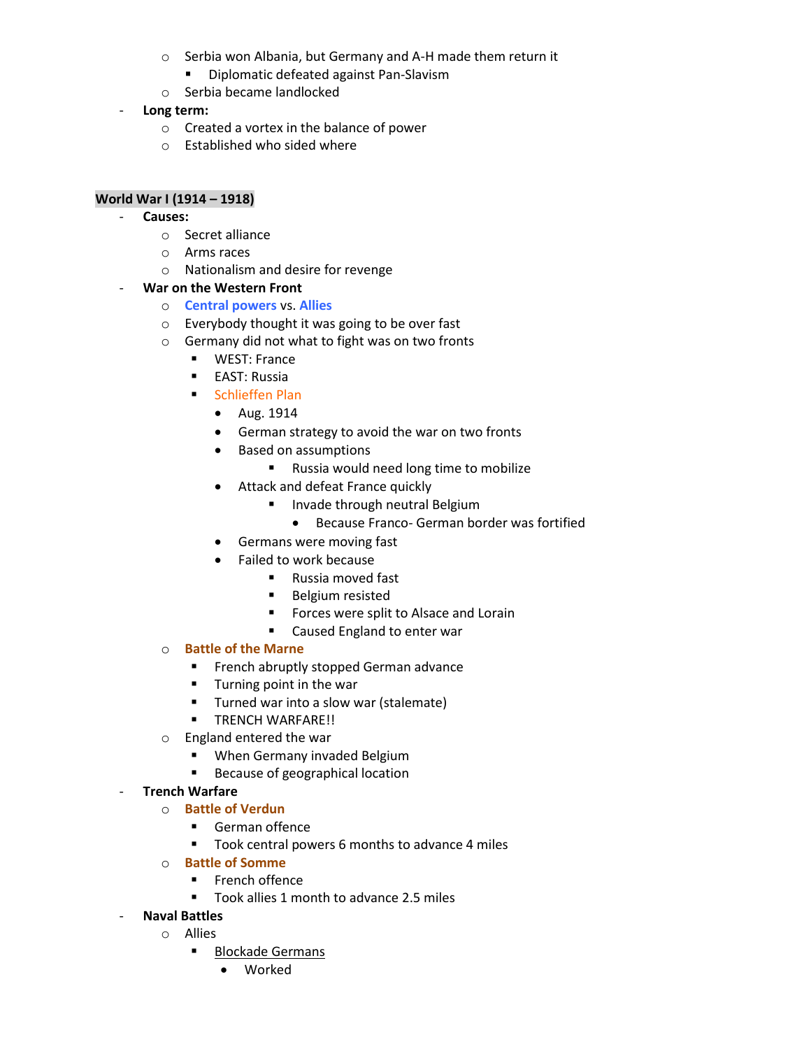- Serbia won Albania, but Germany and A-H made them return it
            - Diplomatic defeated against Pan-Slavism
        - Serbia became landlocked
- **Long term:**
    - Created a vortex in the balance of power
    - Established who sided where

**World War I (1914 – 1918)**

- **Causes:**
    - Secret alliance
    - Arms races
    - Nationalism and desire for revenge
- **War on the Western Front**
    - Central powers vs. Allies
    - Everybody thought it was going to be over fast
    - Germany did not what to fight was on two fronts
        - WEST: France
        - EAST: Russia
        - Schlieffen Plan
            - Aug. 1914
            - German strategy to avoid the war on two fronts
            - Based on assumptions
                - Russia would need long time to mobilize
            - Attack and defeat France quickly
                - Invade through neutral Belgium
                    - Because Franco- German border was fortified
            - Germans were moving fast
            - Failed to work because
                - Russia moved fast
                - Belgium resisted
                - Forces were split to Alsace and Lorain
                - Caused England to enter war
    - **Battle of the Marne**
        - French abruptly stopped German advance
        - Turning point in the war
        - Turned war into a slow war (stalemate)
        - TRENCH WARFARE!!
    - England entered the war
        - When Germany invaded Belgium
        - Because of geographical location
- **Trench Warfare**
    - **Battle of Verdun**
        - German offence
        - Took central powers 6 months to advance 4 miles
    - **Battle of Somme**
        - French offence
        - Took allies 1 month to advance 2.5 miles
- **Naval Battles**
    - Allies
        - Blockade Germans
            - Worked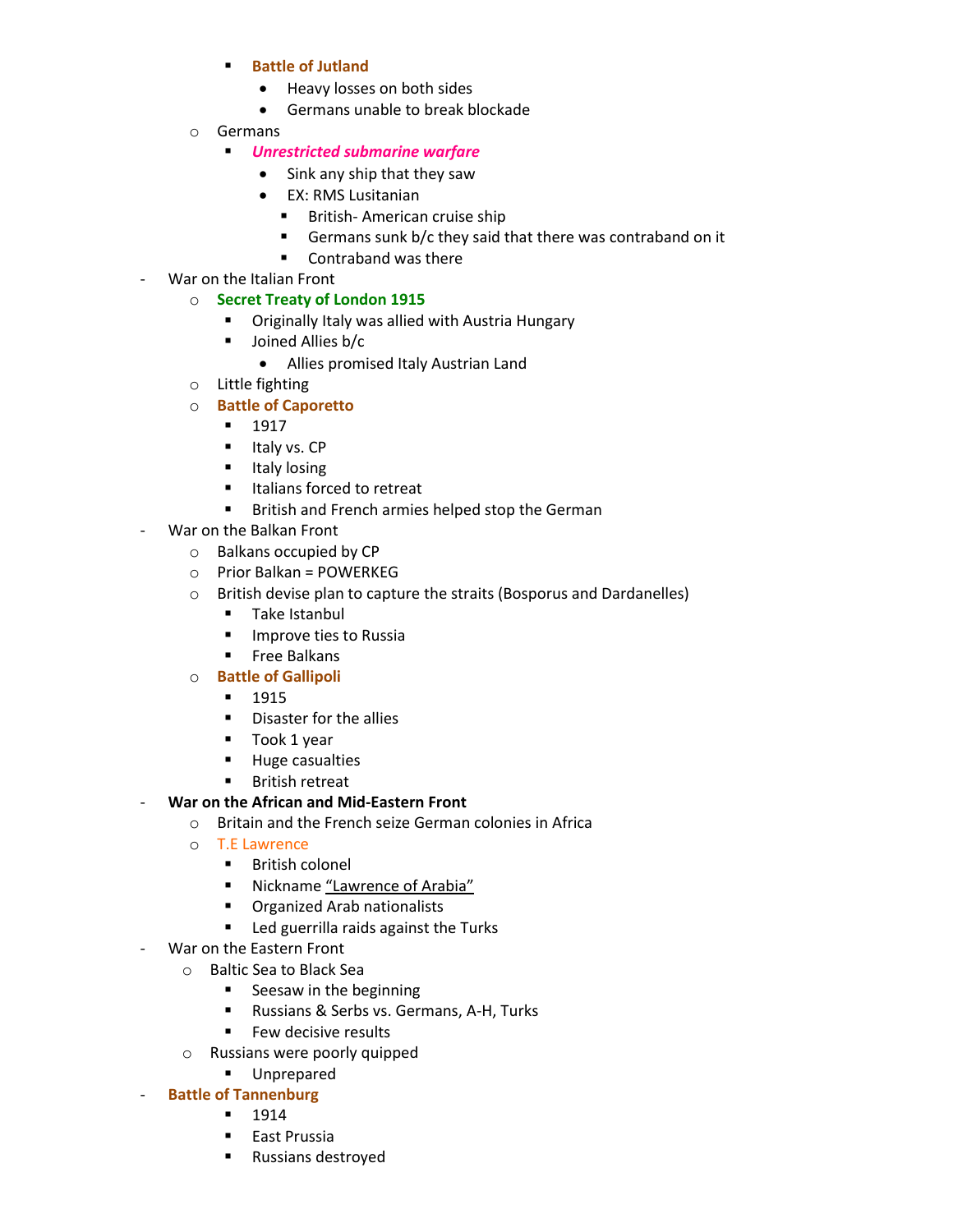- **Battle of Jutland**
          - Heavy losses on both sides
          - Germans unable to break blockade
  - Germans
    - ***Unrestricted submarine warfare***
      - Sink any ship that they saw
      - EX: RMS Lusitanian
        - British- American cruise ship
        - Germans sunk b/c they said that there was contraband on it
        - Contraband was there
- War on the Italian Front
  - **Secret Treaty of London 1915**
    - Originally Italy was allied with Austria Hungary
    - Joined Allies b/c
      - Allies promised Italy Austrian Land
  - Little fighting
  - **Battle of Caporetto**
    - 1917
    - Italy vs. CP
    - Italy losing
    - Italians forced to retreat
    - British and French armies helped stop the German
- War on the Balkan Front
  - Balkans occupied by CP
  - Prior Balkan = POWERKEG
  - British devise plan to capture the straits (Bosporus and Dardanelles)
    - Take Istanbul
    - Improve ties to Russia
    - Free Balkans
  - **Battle of Gallipoli**
    - 1915
    - Disaster for the allies
    - Took 1 year
    - Huge casualties
    - British retreat
- **War on the African and Mid-Eastern Front**
  - Britain and the French seize German colonies in Africa
  - T.E Lawrence
    - British colonel
    - Nickname <u>"Lawrence of Arabia"</u>
    - Organized Arab nationalists
    - Led guerrilla raids against the Turks
- War on the Eastern Front
  - Baltic Sea to Black Sea
    - Seesaw in the beginning
    - Russians & Serbs vs. Germans, A-H, Turks
    - Few decisive results
  - Russians were poorly quipped
    - Unprepared
- **Battle of Tannenburg**
    - 1914
    - East Prussia
    - Russians destroyed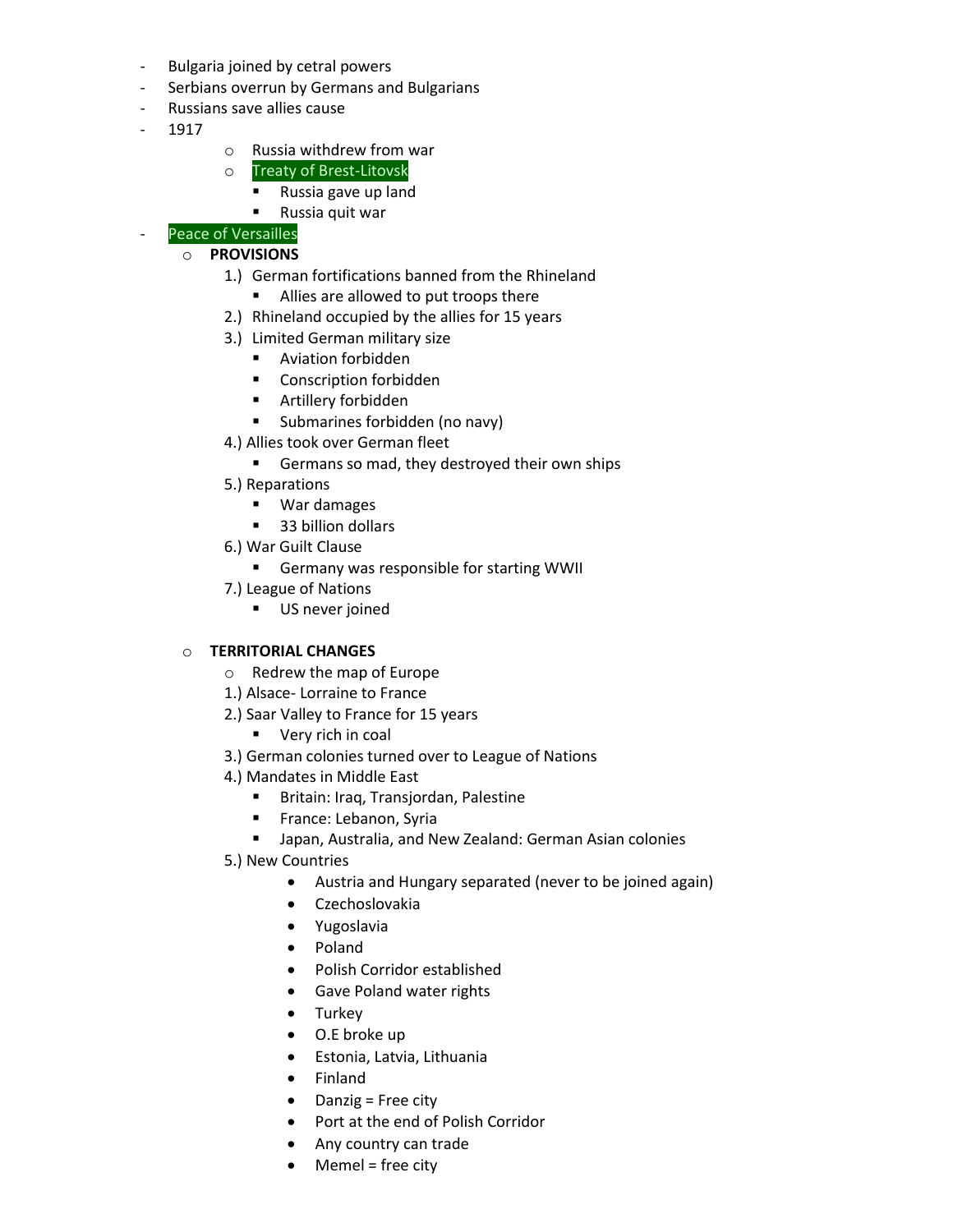- Bulgaria joined by cetral powers
- Serbians overrun by Germans and Bulgarians
- Russians save allies cause
- 1917
  - Russia withdrew from war
  - Treaty of Brest-Litovsk
    - Russia gave up land
    - Russia quit war
- Peace of Versailles
  - **PROVISIONS**
    1.) German fortifications banned from the Rhineland
       - Allies are allowed to put troops there
    2.) Rhineland occupied by the allies for 15 years
    3.) Limited German military size
       - Aviation forbidden
       - Conscription forbidden
       - Artillery forbidden
       - Submarines forbidden (no navy)
    4.) Allies took over German fleet
       - Germans so mad, they destroyed their own ships
    5.) Reparations
       - War damages
       - 33 billion dollars
    6.) War Guilt Clause
       - Germany was responsible for starting WWII
    7.) League of Nations
       - US never joined

  - **TERRITORIAL CHANGES**
    - Redrew the map of Europe

    1.) Alsace- Lorraine to France
    2.) Saar Valley to France for 15 years
       - Very rich in coal
    3.) German colonies turned over to League of Nations
    4.) Mandates in Middle East
       - Britain: Iraq, Transjordan, Palestine
       - France: Lebanon, Syria
       - Japan, Australia, and New Zealand: German Asian colonies
    5.) New Countries
       - Austria and Hungary separated (never to be joined again)
       - Czechoslovakia
       - Yugoslavia
       - Poland
       - Polish Corridor established
       - Gave Poland water rights
       - Turkey
       - O.E broke up
       - Estonia, Latvia, Lithuania
       - Finland
       - Danzig = Free city
       - Port at the end of Polish Corridor
       - Any country can trade
       - Memel = free city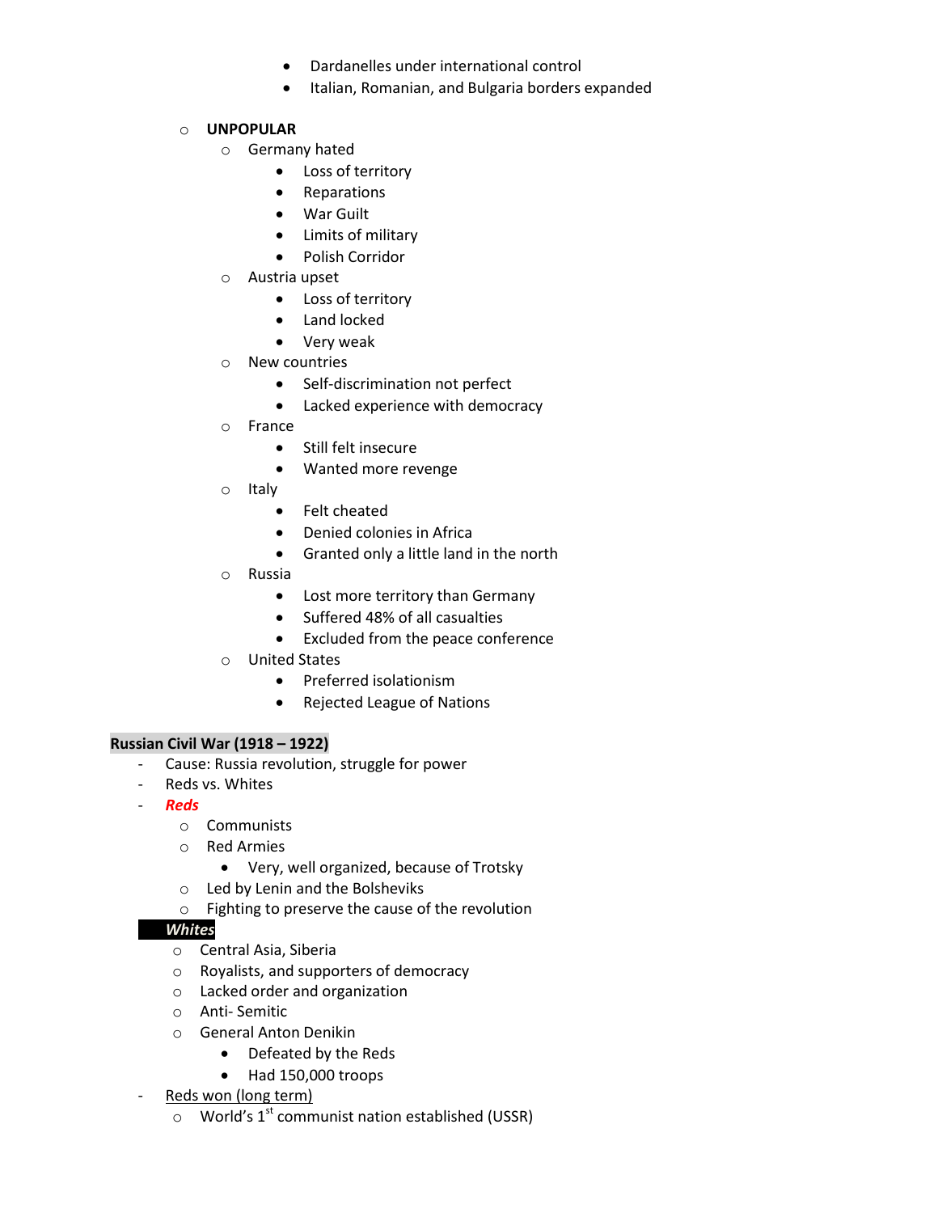- Dardanelles under international control
            - Italian, Romanian, and Bulgaria borders expanded

    - **UNPOPULAR**
        - Germany hated
            - Loss of territory
            - Reparations
            - War Guilt
            - Limits of military
            - Polish Corridor
        - Austria upset
            - Loss of territory
            - Land locked
            - Very weak
        - New countries
            - Self-discrimination not perfect
            - Lacked experience with democracy
        - France
            - Still felt insecure
            - Wanted more revenge
        - Italy
            - Felt cheated
            - Denied colonies in Africa
            - Granted only a little land in the north
        - Russia
            - Lost more territory than Germany
            - Suffered 48% of all casualties
            - Excluded from the peace conference
        - United States
            - Preferred isolationism
            - Rejected League of Nations

**Russian Civil War (1918 – 1922)**

- Cause: Russia revolution, struggle for power
- Reds vs. Whites
- ***Reds***
    - Communists
    - Red Armies
        - Very, well organized, because of Trotsky
    - Led by Lenin and the Bolsheviks
    - Fighting to preserve the cause of the revolution
- ***Whites***
    - Central Asia, Siberia
    - Royalists, and supporters of democracy
    - Lacked order and organization
    - Anti- Semitic
    - General Anton Denikin
        - Defeated by the Reds
        - Had 150,000 troops
- Reds won (long term)
    - World's 1st communist nation established (USSR)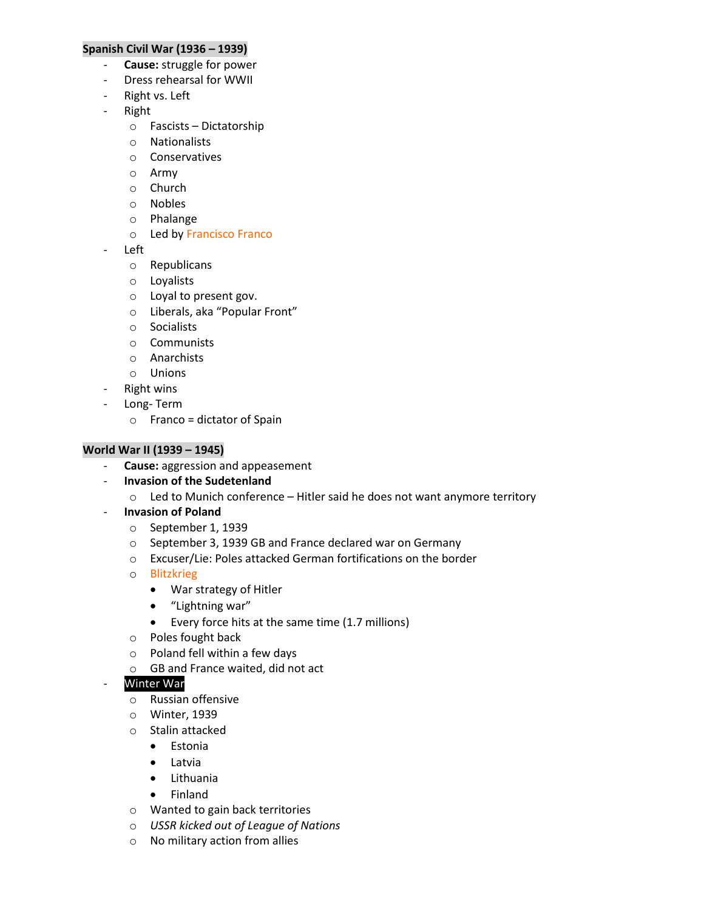**Spanish Civil War (1936 – 1939)**

- **Cause:** struggle for power
- Dress rehearsal for WWII
- Right vs. Left
- Right
  - Fascists – Dictatorship
  - Nationalists
  - Conservatives
  - Army
  - Church
  - Nobles
  - Phalange
  - Led by Francisco Franco
- Left
  - Republicans
  - Loyalists
  - Loyal to present gov.
  - Liberals, aka "Popular Front"
  - Socialists
  - Communists
  - Anarchists
  - Unions
- Right wins
- Long- Term
  - Franco = dictator of Spain

**World War II (1939 – 1945)**

- **Cause:** aggression and appeasement
- **Invasion of the Sudetenland**
  - Led to Munich conference – Hitler said he does not want anymore territory
- **Invasion of Poland**
  - September 1, 1939
  - September 3, 1939 GB and France declared war on Germany
  - Excuser/Lie: Poles attacked German fortifications on the border
  - Blitzkrieg
    - War strategy of Hitler
    - "Lightning war"
    - Every force hits at the same time (1.7 millions)
  - Poles fought back
  - Poland fell within a few days
  - GB and France waited, did not act
- Winter War
  - Russian offensive
  - Winter, 1939
  - Stalin attacked
    - Estonia
    - Latvia
    - Lithuania
    - Finland
  - Wanted to gain back territories
  - *USSR kicked out of League of Nations*
  - No military action from allies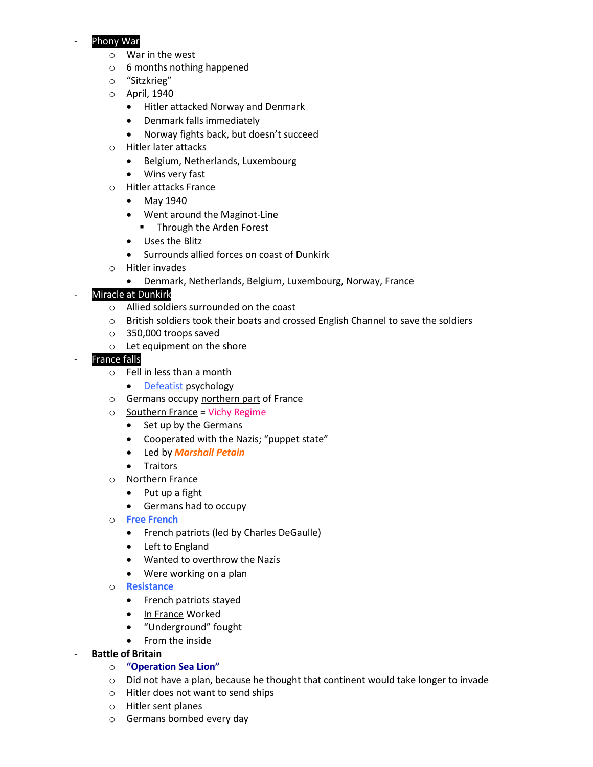- **Phony War**
  - War in the west
  - 6 months nothing happened
  - "Sitzkrieg"
  - April, 1940
    - Hitler attacked Norway and Denmark
    - Denmark falls immediately
    - Norway fights back, but doesn't succeed
  - Hitler later attacks
    - Belgium, Netherlands, Luxembourg
    - Wins very fast
  - Hitler attacks France
    - May 1940
    - Went around the Maginot-Line
      - Through the Arden Forest
    - Uses the Blitz
    - Surrounds allied forces on coast of Dunkirk
  - Hitler invades
    - Denmark, Netherlands, Belgium, Luxembourg, Norway, France
- **Miracle at Dunkirk**
  - Allied soldiers surrounded on the coast
  - British soldiers took their boats and crossed English Channel to save the soldiers
  - 350,000 troops saved
  - Let equipment on the shore
- **France falls**
  - Fell in less than a month
    - Defeatist psychology
  - Germans occupy northern part of France
  - Southern France = Vichy Regime
    - Set up by the Germans
    - Cooperated with the Nazis; "puppet state"
    - Led by ***Marshall Petain***
    - Traitors
  - Northern France
    - Put up a fight
    - Germans had to occupy
  - **Free French**
    - French patriots (led by Charles DeGaulle)
    - Left to England
    - Wanted to overthrow the Nazis
    - Were working on a plan
  - **Resistance**
    - French patriots stayed
    - In France Worked
    - "Underground" fought
    - From the inside
- **Battle of Britain**
  - **"Operation Sea Lion"**
  - Did not have a plan, because he thought that continent would take longer to invade
  - Hitler does not want to send ships
  - Hitler sent planes
  - Germans bombed every day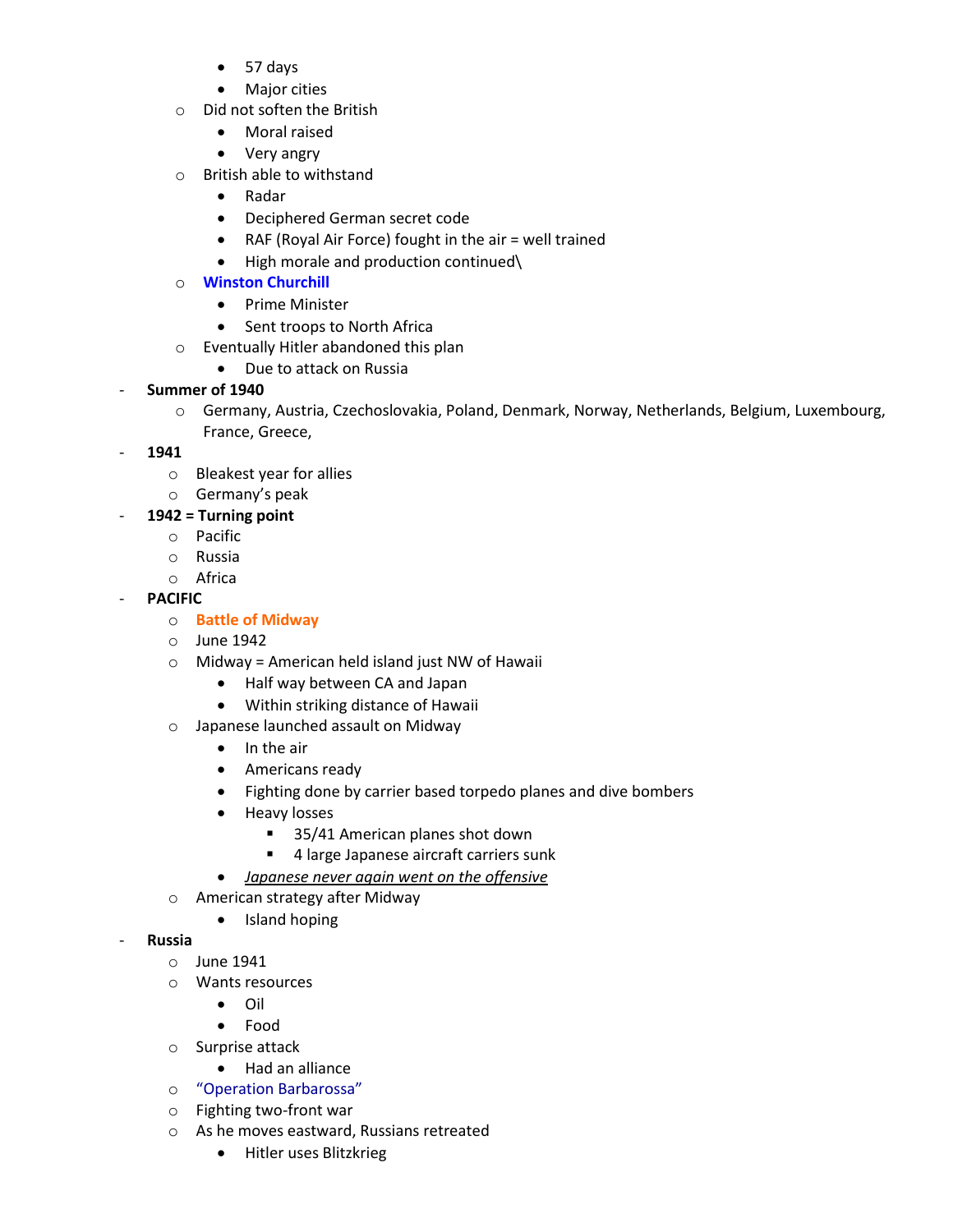- 57 days
        - Major cities
    - Did not soften the British
        - Moral raised
        - Very angry
    - British able to withstand
        - Radar
        - Deciphered German secret code
        - RAF (Royal Air Force) fought in the air = well trained
        - High morale and production continued\
    - **Winston Churchill**
        - Prime Minister
        - Sent troops to North Africa
    - Eventually Hitler abandoned this plan
        - Due to attack on Russia
- **Summer of 1940**
    - Germany, Austria, Czechoslovakia, Poland, Denmark, Norway, Netherlands, Belgium, Luxembourg, France, Greece,
- **1941**
    - Bleakest year for allies
    - Germany's peak
- **1942 = Turning point**
    - Pacific
    - Russia
    - Africa
- **PACIFIC**
    - **Battle of Midway**
    - June 1942
    - Midway = American held island just NW of Hawaii
        - Half way between CA and Japan
        - Within striking distance of Hawaii
    - Japanese launched assault on Midway
        - In the air
        - Americans ready
        - Fighting done by carrier based torpedo planes and dive bombers
        - Heavy losses
            - 35/41 American planes shot down
            - 4 large Japanese aircraft carriers sunk
        - *Japanese never again went on the offensive*
    - American strategy after Midway
        - Island hoping
- **Russia**
    - June 1941
    - Wants resources
        - Oil
        - Food
    - Surprise attack
        - Had an alliance
    - "Operation Barbarossa"
    - Fighting two-front war
    - As he moves eastward, Russians retreated
        - Hitler uses Blitzkrieg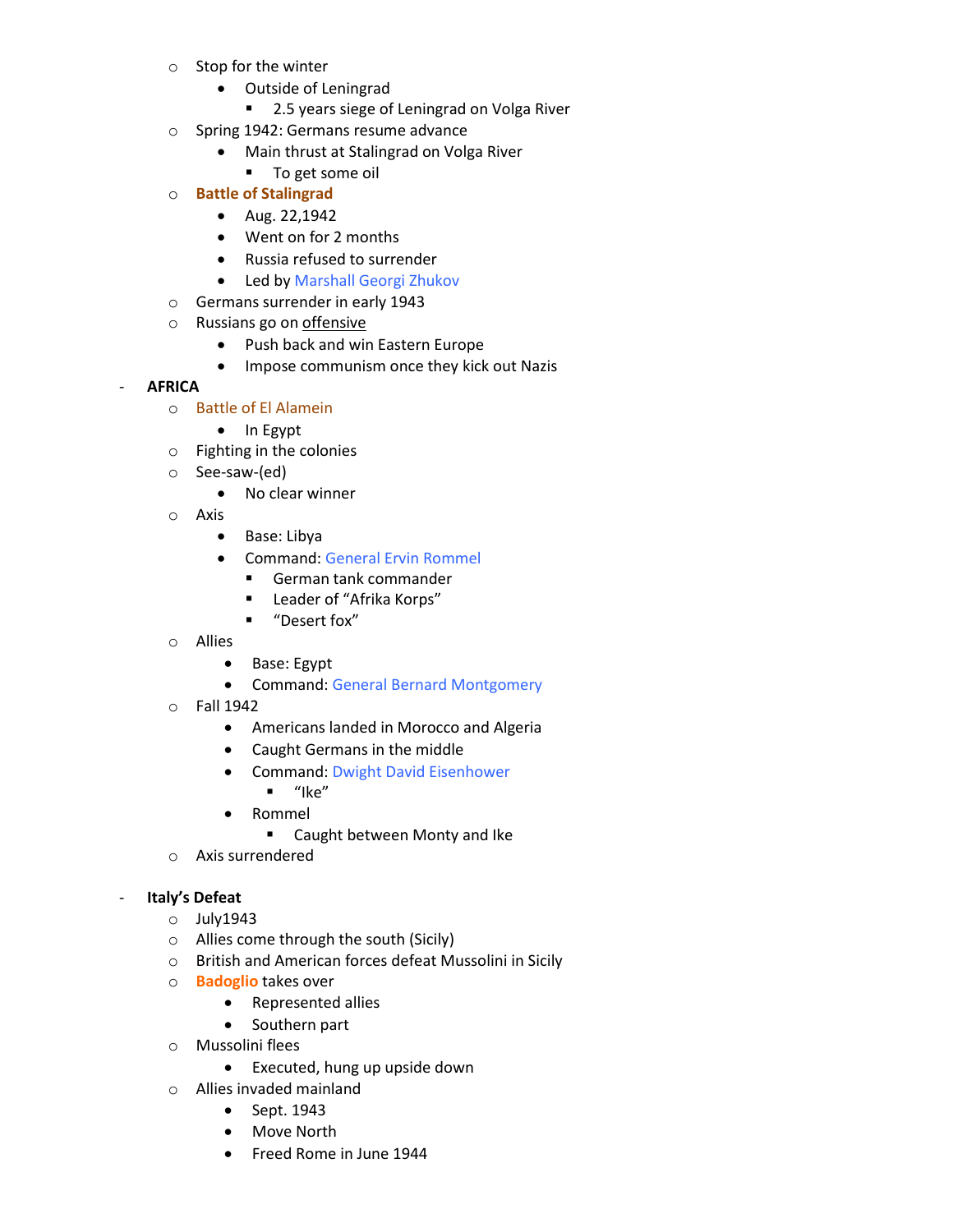- Stop for the winter
  - Outside of Leningrad
    - 2.5 years siege of Leningrad on Volga River
- Spring 1942: Germans resume advance
  - Main thrust at Stalingrad on Volga River
    - To get some oil
- **Battle of Stalingrad**
  - Aug. 22,1942
  - Went on for 2 months
  - Russia refused to surrender
  - Led by Marshall Georgi Zhukov
- Germans surrender in early 1943
- Russians go on offensive
  - Push back and win Eastern Europe
  - Impose communism once they kick out Nazis

- **AFRICA**
  - Battle of El Alamein
    - In Egypt
  - Fighting in the colonies
  - See-saw-(ed)
    - No clear winner
  - Axis
    - Base: Libya
    - Command: General Ervin Rommel
      - German tank commander
      - Leader of "Afrika Korps"
      - "Desert fox"
  - Allies
    - Base: Egypt
    - Command: General Bernard Montgomery
  - Fall 1942
    - Americans landed in Morocco and Algeria
    - Caught Germans in the middle
    - Command: Dwight David Eisenhower
      - "Ike"
    - Rommel
      - Caught between Monty and Ike
  - Axis surrendered

- **Italy's Defeat**
  - July1943
  - Allies come through the south (Sicily)
  - British and American forces defeat Mussolini in Sicily
  - **Badoglio** takes over
    - Represented allies
    - Southern part
  - Mussolini flees
    - Executed, hung up upside down
  - Allies invaded mainland
    - Sept. 1943
    - Move North
    - Freed Rome in June 1944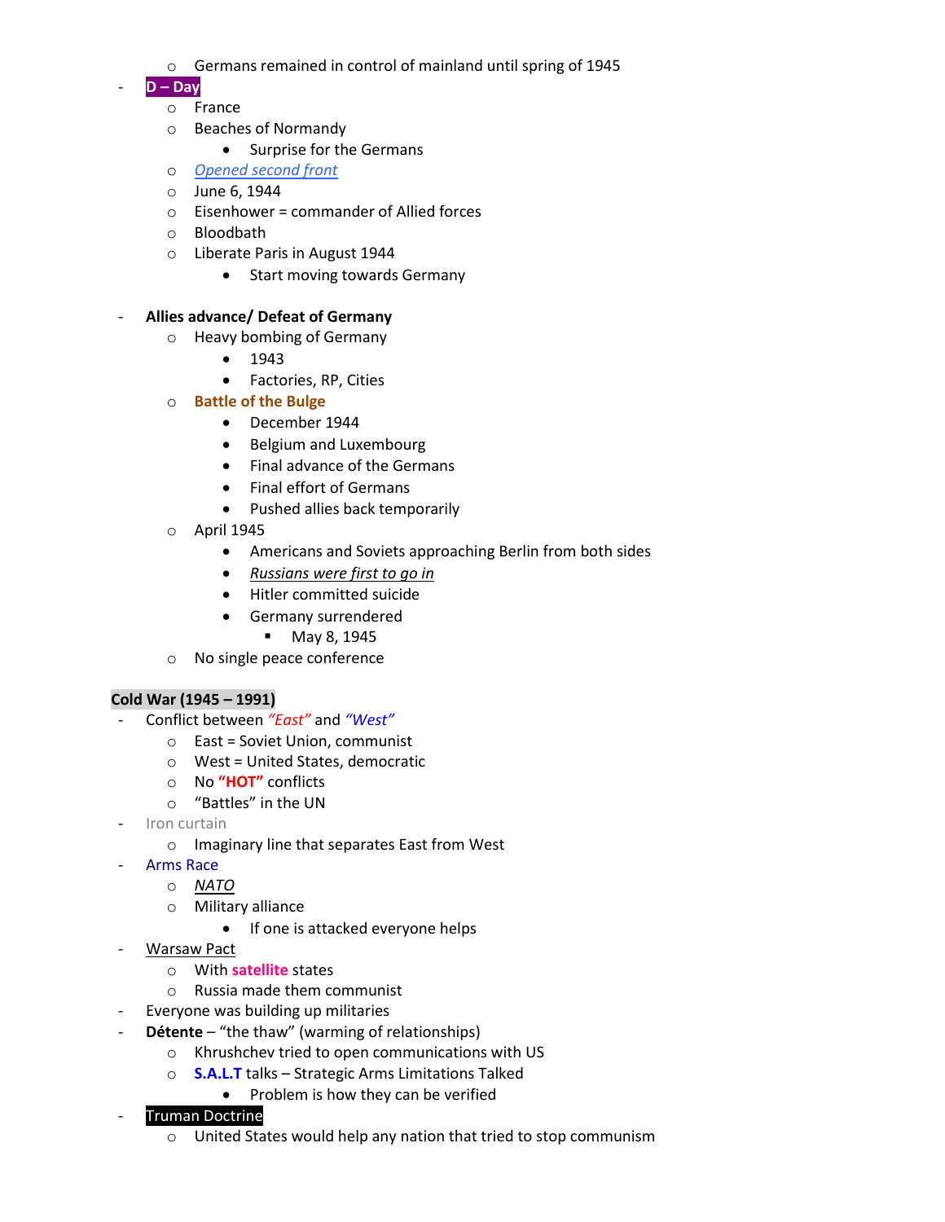- Germans remained in control of mainland until spring of 1945
- **D – Day**
  - France
  - Beaches of Normandy
    - Surprise for the Germans
  - *Opened second front*
  - June 6, 1944
  - Eisenhower = commander of Allied forces
  - Bloodbath
  - Liberate Paris in August 1944
    - Start moving towards Germany

- **Allies advance/ Defeat of Germany**
  - Heavy bombing of Germany
    - 1943
    - Factories, RP, Cities
  - **Battle of the Bulge**
    - December 1944
    - Belgium and Luxembourg
    - Final advance of the Germans
    - Final effort of Germans
    - Pushed allies back temporarily
  - April 1945
    - Americans and Soviets approaching Berlin from both sides
    - *Russians were first to go in*
    - Hitler committed suicide
    - Germany surrendered
      - May 8, 1945
  - No single peace conference

**Cold War (1945 – 1991)**

- Conflict between *"East"* and *"West"*
  - East = Soviet Union, communist
  - West = United States, democratic
  - No **"HOT"** conflicts
  - "Battles" in the UN
- Iron curtain
  - Imaginary line that separates East from West
- Arms Race
  - *NATO*
  - Military alliance
    - If one is attacked everyone helps
- Warsaw Pact
  - With **satellite** states
  - Russia made them communist
- Everyone was building up militaries
- **Détente** – "the thaw" (warming of relationships)
  - Khrushchev tried to open communications with US
  - **S.A.L.T** talks – Strategic Arms Limitations Talked
    - Problem is how they can be verified
- Truman Doctrine
  - United States would help any nation that tried to stop communism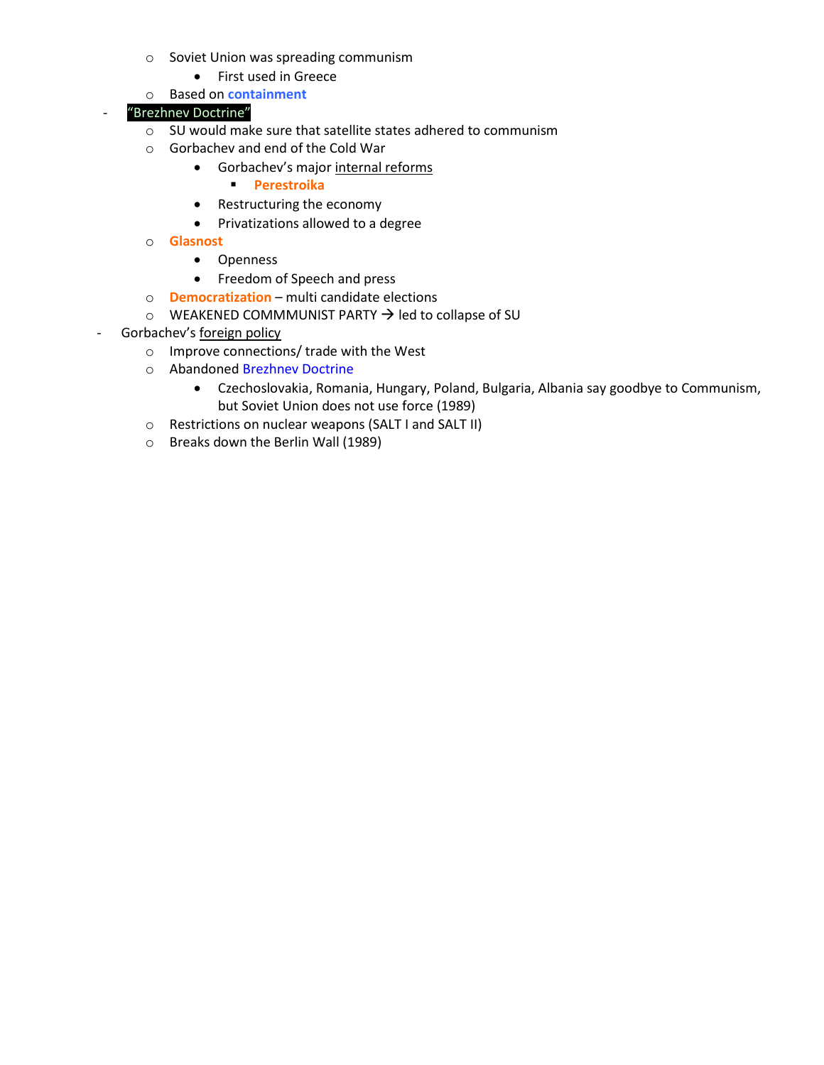- Soviet Union was spreading communism
  - First used in Greece
- Based on **containment**

- "Brezhnev Doctrine"
  - SU would make sure that satellite states adhered to communism
  - Gorbachev and end of the Cold War
    - Gorbachev's major internal reforms
      - **Perestroika**
    - Restructuring the economy
    - Privatizations allowed to a degree
  - **Glasnost**
    - Openness
    - Freedom of Speech and press
  - **Democratization** – multi candidate elections
  - WEAKENED COMMMUNIST PARTY → led to collapse of SU
- Gorbachev's foreign policy
  - Improve connections/ trade with the West
  - Abandoned Brezhnev Doctrine
    - Czechoslovakia, Romania, Hungary, Poland, Bulgaria, Albania say goodbye to Communism, but Soviet Union does not use force (1989)
  - Restrictions on nuclear weapons (SALT I and SALT II)
  - Breaks down the Berlin Wall (1989)